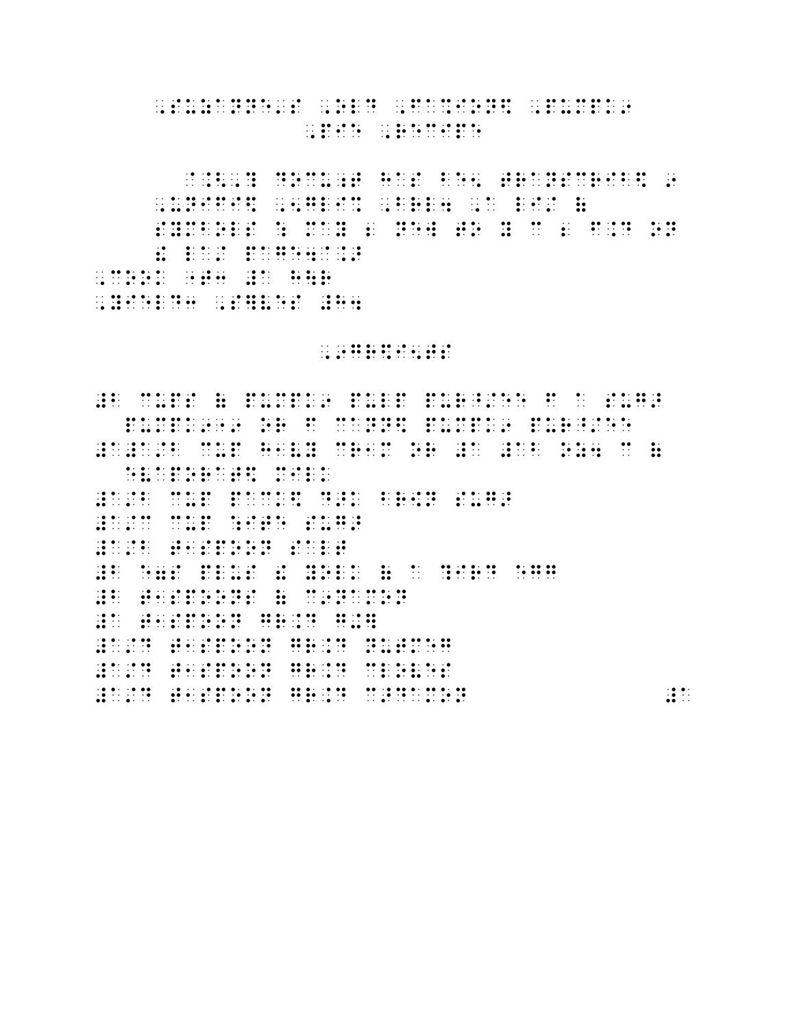## , SUZANNE'S , DE REGION (SUZAN), SUZANNE'S , SUZANNE'S , SUZANNE'S , SUZANNE'S , SUZANNE'S , SUZANNE'S , SUZAN<br>De SUZANNE'S , SUZANNE'S , SUZANNE'S , SUZANNE'S , SUZANNE'S , SUZANNE'S , SUZANNE'S , SUZANNE'S , SUZANNE'S , , and a set of the set of the set of the set of the set of the set of the set of the set of the set of the set<br> $\mathbf{R} = \mathbf{R} \cdot \mathbf{R} \cdot \mathbf{R} \cdot \mathbf{R} \cdot \mathbf{R} \cdot \mathbf{R} \cdot \mathbf{R} \cdot \mathbf{R} \cdot \mathbf{R} \cdot \mathbf{R} \cdot \mathbf{R} \cdot \mathbf{R} \cdot \mathbf{R}$

 $\begin{bmatrix} 0 & 0 & 0 & 0 & 0 \\ 0 & 0 & 0 & 0 & 0 \\ 0 & 0 & 0 & 0 & 0 \\ 0 & 0 & 0 & 0 & 0 \\ 0 & 0 & 0 & 0 & 0 \\ 0 & 0 & 0 & 0 & 0 \\ 0 & 0 & 0 & 0 & 0 \\ 0 & 0 & 0 & 0 & 0 \\ 0 & 0 & 0 & 0 & 0 \\ 0 & 0 & 0 & 0 & 0 \\ 0 & 0 & 0 & 0 & 0 \\ 0 & 0 & 0 & 0 & 0 \\ 0 & 0 & 0 & 0 & 0 \\ 0 & 0 & 0 & 0 & 0 \\ 0 &$ ,  $U$  ,  $U$  ,  $U$  ,  $U$  ,  $U$  ,  $U$  ,  $U$  ,  $U$  ,  $U$  ,  $U$  ,  $U$  ,  $U$  ,  $U$  ,  $U$  ,  $U$  ,  $U$  ,  $U$  ,  $U$  ,  $U$  ,  $U$  ,  $U$  ,  $U$  ,  $U$  ,  $U$  ,  $U$  ,  $U$  ,  $U$  ,  $U$  ,  $U$  ,  $U$  ,  $U$  ,  $U$  ,  $U$  ,  $U$  ,  $U$  ,  $U$  ,  $U$ SYMBOLS : MAY 2 NEW YORK : MAY 2 NEW YORK : MAY 2 NEW YORK : MAY 2 NEW YORK : MAY 2 NEW YORK : MAY 2 NEW YORK<br>An extendion of the symbols : May 2 New York : May 2 New York : May 2 New York : May 2 New York : May 2 New Yo !<br>2010 | Discours | Discours | Discours | Discours | Discours | Discours | Discours | Discours | Discours | Dis<br>2010 | Discours | Discours | Discours | Discours | Discours | Discours | Discours | Discours | Discours | Dis , and the top and the second second second second second second second second second second second second seco<br>, and the target second second second second second second second second second second second second second se ,  $\frac{1}{2}$  ,  $\frac{1}{2}$  ,  $\frac{1}{2}$  ,  $\frac{1}{2}$  ,  $\frac{1}{2}$  ,  $\frac{1}{2}$  ,  $\frac{1}{2}$  ,  $\frac{1}{2}$  ,  $\frac{1}{2}$  ,  $\frac{1}{2}$  ,  $\frac{1}{2}$  ,  $\frac{1}{2}$  ,  $\frac{1}{2}$  ,  $\frac{1}{2}$  ,  $\frac{1}{2}$  ,  $\frac{1}{2}$  ,  $\frac{1}{2}$  ,  $\frac{1}{2}$  ,  $\frac$ 

## ,  $95.15.15.15.15.15.1$

#B CUPS ( PUMPK9 PULP PUR^/EE F A SUG> PUMPK9"9 OR F CANN\$ PUMPK9 PUR^/EE .<br>A B CUP HO DE LA CARA DE LA CARA DE LA CARA DE LA CARA DE LA CARA DE LA CARA DE LA CARA DE LA CARA DE LA CARA<br>A B CUP HO DE LA CARA DE LA CARA DE LA CARA DE LA CARA DE LA CARA DE LA CARA DE LA CARA DE LA CARA DE LA CARA EVAPORAT\$ MILK #A/B CUP PACK\$ D>K BR[N SUG> #A/C CUP :ITE SUG> #A/B T1SPOON SALT #B E7S PLUS ! YOLK ( A ?IRD EGG #B T1SPOONS ( C9NAMON #A T1SPOON GR.D G+] #A/D T1SPOON GR.D NUTMEG #A/D T1SPOON GR.D CLOVES  $\frac{1}{2}$  and  $\frac{1}{2}$  and  $\frac{1}{2}$  and  $\frac{1}{2}$  and  $\frac{1}{2}$  and  $\frac{1}{2}$  and  $\frac{1}{2}$  and  $\frac{1}{2}$  and  $\frac{1}{2}$  and  $\frac{1}{2}$  and  $\frac{1}{2}$  and  $\frac{1}{2}$  and  $\frac{1}{2}$  and  $\frac{1}{2}$  and  $\frac{1}{2}$  and  $\frac{1}{2}$  an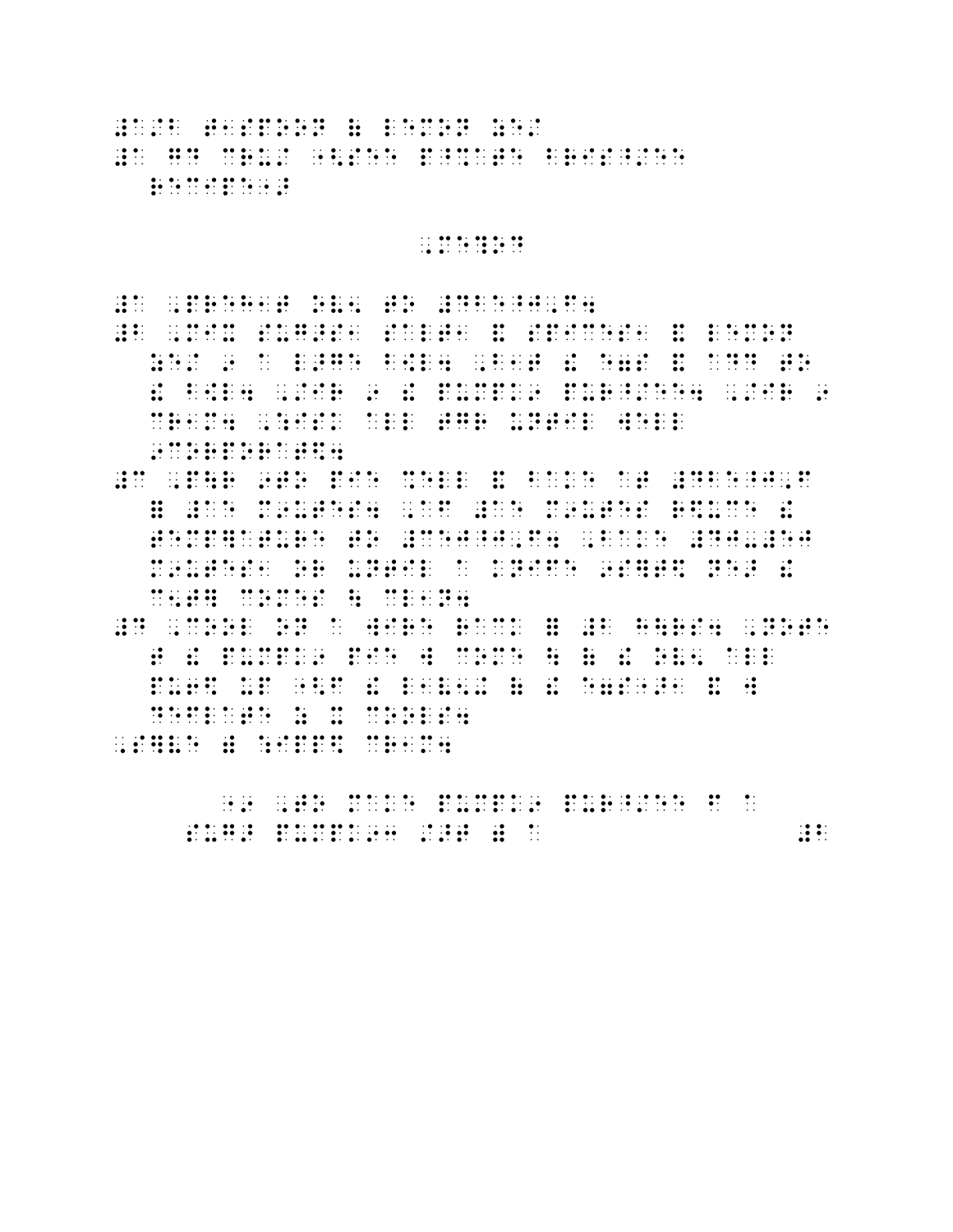#A/B T1SPOON ( LEMON ZE/ # A GD CRU/ "CAR GROUP" (A GROUP" (A GROUP" (A GROUP" (A GROUP" (A GROUP" (A GROUP" (A GROUP" (A GROUP" (A GRO<br>A GROUP" (A GROUP" (A GROUP" (A GROUP" (A GROUP" (A GROUP" (A GROUP" (A GROUP" (A GROUP" (A GROUP") (A GROUP"<br>A RECIPE TO THE TANK OF

## ,ME?OD

#A ,PREH1T OV5 TO #DBE^J,F4 # 2010 | # 2010 | \$ 2010 | \$ 2010 | \$ 2010 | \$ 2010 | \$ 2010 | \$ 2010 | \$ 2010 | \$ 2010 | \$ 2010 | \$ 2010 | \$ <br>\$ 2011 | \$ 2010 | \$ 2010 | \$ 2010 | \$ 2010 | \$ 2010 | \$ 2010 | \$ 2010 | \$ 2010 | \$ 2010 | \$ 2010 | \$ 2010 |<br>\$ 2 ZE/ 9 A LOND COMPANY AND REPORT OF THE RESIDENCE OF THE RESIDENCE OF THE RESIDENCE OF THE RESIDENCE OF THE RES<br>Company of the residence of the residence of the residence of the residence of the residence of the residence<br>C ! Because the control of the series of the control of the series of the series of the series of the series of <br>All 9 : IR 9 : IR 9 : IR 9 : IR 9 : IR 9 : IR 9 : IR 9 : IR 9 : IR 9 : IR 9 : IR 9 : IR 9 : IR 9 : IR 9 : IR 9 CRIME ,:ISK ALL TGR UNTIL WELL TAKEN , 9CORPORAT\$4 #C ,P\R 9TO PIE %ELL & BAKE AT #DBE^J,F = #AE MORE #AE MORE #AE MORE #AE MORE #AE MORE #AE MORE #AE MORE #AE MORE #AE MORE #AE MORE #AE MORE #AE MORE<br>#AE MORE #AE MORE #AE MORE #AE MORE #AE MORE #AE MORE #AE MORE #AE MORE #AE MORE #AE MORE #AE MORE #AE MORE #A<br># TEMP]ATURE TO #CEJ^J,F4 ,BAKE #DJ-#EJ MOUTES NO UNITED 5 NUMBER 9 SHIPS NOTES C5T (1989) C6T (1989) C6T (1989) C6T (1989) C6T (1989)<br>1989 C6T (1989) C6T (1989) C6T (1989) C6T (1989) C6T (1989)<br>1989 C6T (1989) C6T (1989) C6T (1989) C6T (1989) C6T (1989) #D ,COOL ON A WIRE RACK = #B H\RS4 ,NOTE T A 1998 PO DE DE DE DITATA DE LO DE LO DE DE DITORE DE LO DE LO DE LO DE DITATA DE DITORE DE LO DE LO DE LO<br>1998 – DIA 1998 PIE LE DITATA DE LO DE LO DE LO DE LO POLITIQUE DE LO DE LO DE LO DE LO DE LO DE LO DE DITOR<br>1998 PU6\$ UP "<F ! L1V5+ ( ! E7S">1 & W DEFLATE Z X COOLS4 ,  $\frac{1}{2}$  ,  $\frac{1}{2}$  ,  $\frac{1}{2}$  ,  $\frac{1}{2}$  ,  $\frac{1}{2}$  ,  $\frac{1}{2}$  ,  $\frac{1}{2}$  ,  $\frac{1}{2}$  ,  $\frac{1}{2}$  ,  $\frac{1}{2}$  ,  $\frac{1}{2}$  ,  $\frac{1}{2}$  ,  $\frac{1}{2}$  ,  $\frac{1}{2}$  ,  $\frac{1}{2}$  ,  $\frac{1}{2}$  ,  $\frac{1}{2}$  ,  $\frac{1}{2}$  ,  $\frac$ 

 $\frac{1}{2}$  ,  $\frac{1}{2}$  ,  $\frac{1}{2}$  ,  $\frac{1}{2}$  ,  $\frac{1}{2}$  ,  $\frac{1}{2}$  ,  $\frac{1}{2}$  ,  $\frac{1}{2}$  ,  $\frac{1}{2}$  ,  $\frac{1}{2}$  ,  $\frac{1}{2}$  ,  $\frac{1}{2}$  ,  $\frac{1}{2}$  ,  $\frac{1}{2}$  ,  $\frac{1}{2}$  ,  $\frac{1}{2}$  ,  $\frac{1}{2}$  ,  $\frac{1}{2}$  ,  $\frac{1$ SUG> PUMPK93 />T ) A #B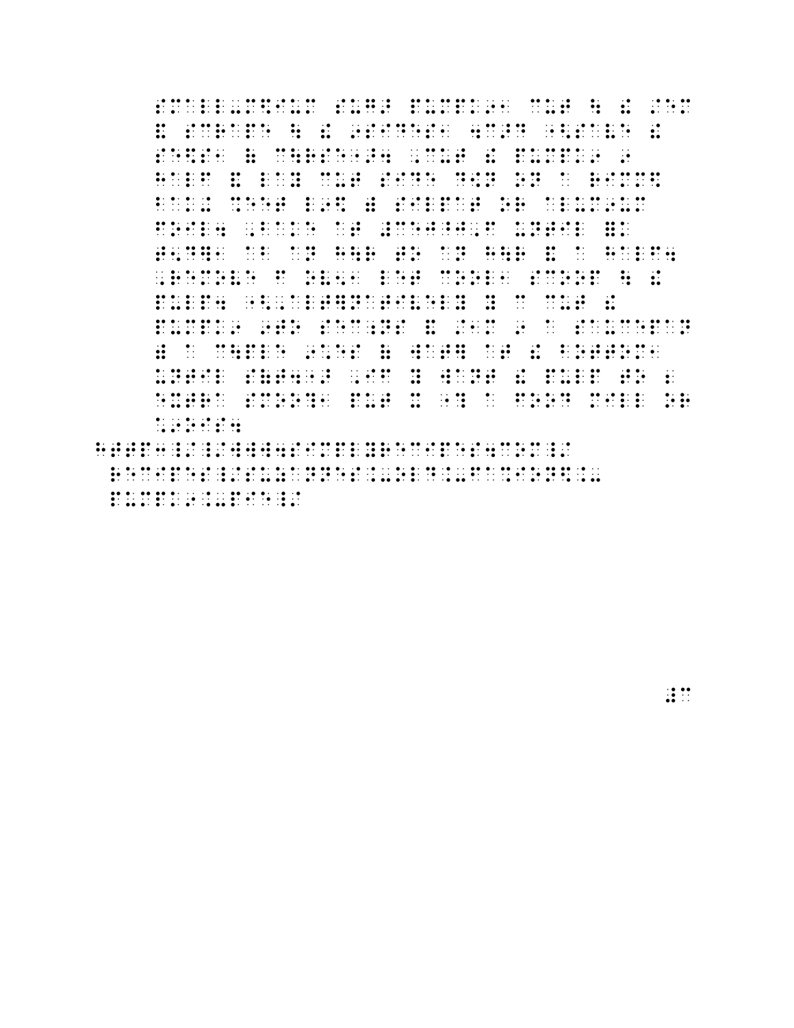S SALAM AS AS SUS AN ANG SALAM SUS AS ANG SALAM SA ANG ANG ANG SALAM SA ANG SALAM SA ANG SANG SANG SA ANG SANG<br>Salam sus as as sus as as as sus as sus ang salam sa as sus as as sa ang salam sa ang salam sa as sus ang alam<br> . A SCRAPE DE LA SOLA DE LA SERVICIA DE LA SOLA DE LA SOLA DE LA SOLA DE LA SOLA DE LA SOLA DE LA SOLA DE LA S<br>1950 - SAVE DE LA SOLA DE LA SOLA DE LA SOLA DE LA SOLA DE LA SOLA DE LA SOLA DE LA SOLA DE LA SOLA DE LA SOL<br>1 SE\$T ( COMPARENT ) DES TRANSPORTERS DE LA PRODUCTION DE LA PRODUCTION DE LA PRODUCTION DE LA PRODUCTION DE LA<br>1957 : LA PRODUCTION DE LA PRODUCTION DE LA PRODUCTION DE LA PRODUCTION DE LA PRODUCTION DE LA PRODUCTION DE<br>195 HALF & LAY CUT SIDE D[N ON A RIMM\$ BAK+ % EET L9\$ ) SILPAT OR ALUM 9U AA DE SILPAT OR ALUM 9U AA DE SILPAT OR ALUM 9U AA FOIL4 ,BAKE AT #CEJ^J,F UNTIL =K TSD (1988) A HALF4 (1989) A HALF4 (1989) A HALF4 (1989) A HALF4 (1989) A HALF4 (1989) A HALF4 (1989) A HALF4 (<br>1989) A HALF4 (1989) A HALF4 (1989) A HALF4 (1989) A HALF4 (1989) A HALF4 (1989) A HALF4 (1989) A HALF4 (1989<br>1 , REMOVE F OUR DIE TRANSMISSION (DE COOL) DE CARDINALES (DE COOLINE DE COOLINE DE COOL) ANNO 1999.<br>1999 : DE LA PORTUGAL DE LA PORTUGAL DE LA PORTUGAL (DE LA PORTUGAL DE LA PORTUGAL DE COOL) DE LA PORTUGAL DE<br>1999 : LA POR PULP4 "BULLA" (ALTERNATIVE DE LA BULLA DE LA BULLA DE LA BULLA DE LA BULLA DE LA BULLA DE LA BULLA DE LA BULLA<br>1944 - LA BULLA DE LA BULLA DE LA BULLA DE LA BULLA BULLA DE LA BULLA DE LA BULLA DE LA BULLA DE LA BULLA DE<br>19 PUMPK9 9TO SEC;NS & /1M 9 A SAUCEPAN  $\mathbf{H}$  , and at  $\mathbf{H}$  at  $\mathbf{H}$  at  $\mathbf{H}$  ,  $\mathbf{H}$  at  $\mathbf{H}$  ,  $\mathbf{H}$  ,  $\mathbf{H}$  ,  $\mathbf{H}$  ,  $\mathbf{H}$  ,  $\mathbf{H}$  ,  $\mathbf{H}$  ,  $\mathbf{H}$  ,  $\mathbf{H}$  ,  $\mathbf{H}$  ,  $\mathbf{H}$  ,  $\mathbf{H}$  ,  $\mathbf{H}$  ,  $\mathbf{H}$  ,  $\$ UNTIL SE TERMONT DI PERSONALISMO DE LOCALISMO DE LOCALISMO DE LOCALISMO DE LOCALISMO DE LOCALISMO DE LOCALISMO<br>1990 - PULP TO 200 DE LOCALISMO DE LOCALISMO DE LOCALISMO DE LOCALISMO DE LOCALISMO DE LOCALISMO DE LOCALISMO<br>1 EXTRA SMOO?1 PUT X "? A FOOD MILL OR \*9OIS4

HTTP3\_ A RELEASE AND A REAL PROPERTY AND A REAL PROPERTY OF A REAL PROPERTY AND A REAL PROPERTY AND A REAL PRO<br>HTTPS://WWW.SIMPLY.COM\_A A REAL PROPERTY AND A REAL PROPERTY AND A REAL PROPERTY AND A REAL PROPERTY AND A REA<br> RECIPES\_/SUZANNES.-OLD.-FA%ION\$.- PUMPK9.00.00.00.00.00.00.00.00.00.00<br>-PIE\_/ PIE\_/ PIE\_/ PIE\_/ PIE\_/ PIE\_/ PIE\_/<br>-PIE\_MIE\_/ PIE\_/ PIE\_/ PIE\_/ PIE\_/ PIE\_/ PIE\_/

 $\begin{smallmatrix} 1 & 0 & 0 & 0 \\ 0 & 0 & 0 & 0 \\ 0 & 0 & 0 & 0 \\ 0 & 0 & 0 & 0 \\ 0 & 0 & 0 & 0 \\ 0 & 0 & 0 & 0 & 0 \\ 0 & 0 & 0 & 0 & 0 \\ 0 & 0 & 0 & 0 & 0 \\ 0 & 0 & 0 & 0 & 0 \\ 0 & 0 & 0 & 0 & 0 & 0 \\ 0 & 0 & 0 & 0 & 0 & 0 \\ 0 & 0 & 0 & 0 & 0 & 0 & 0 \\ 0 & 0 & 0 & 0 & 0 & 0 & 0 \\ 0 & 0 & 0 & 0 & 0 &$